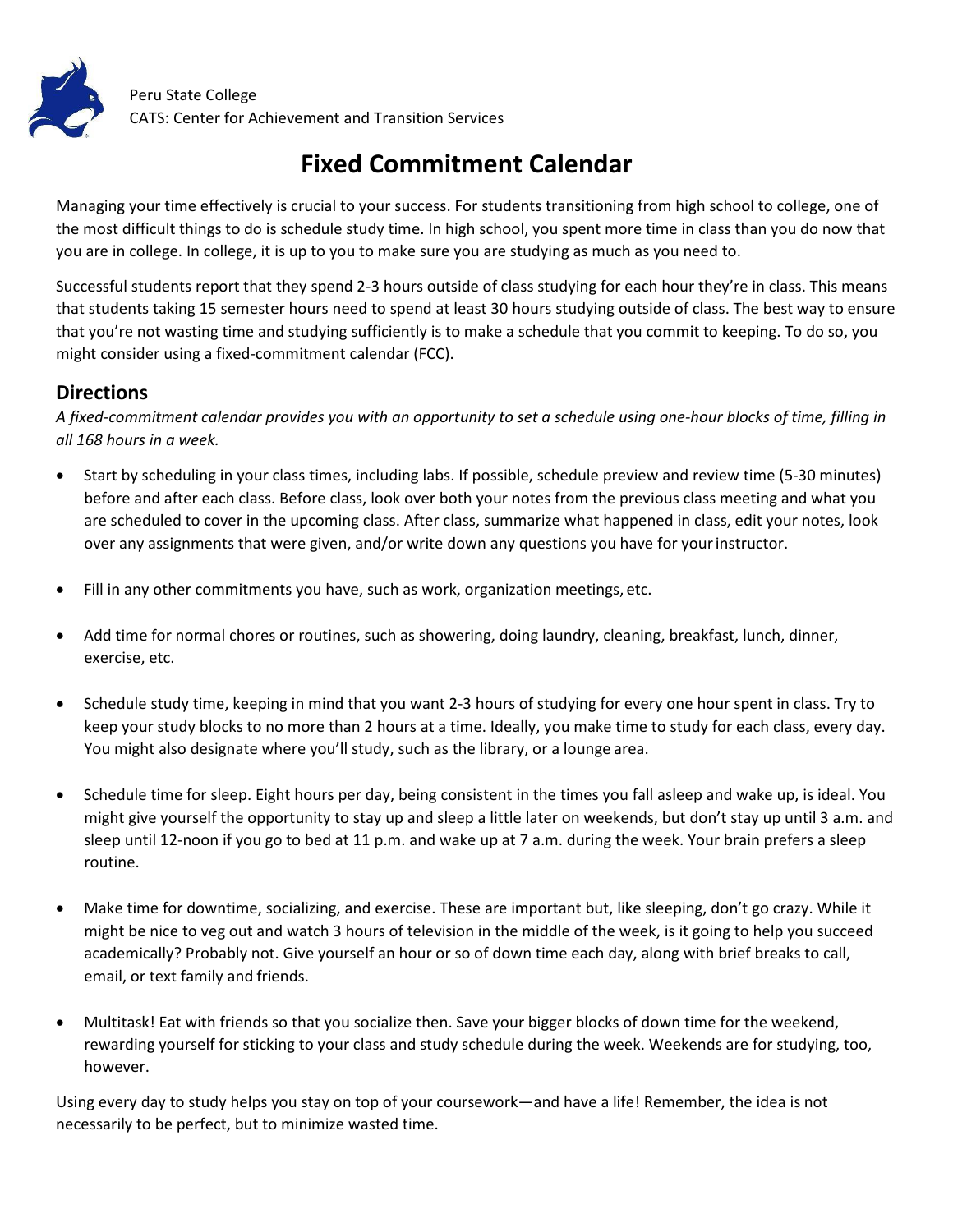Peru State College
CATS: Center for Achievement and Transition Services

# Fixed Commitment Calendar

Managing your time effectively is crucial to your success. For students transitioning from high school to college, one of the most difficult things to do is schedule study time. In high school, you spent more time in class than you do now that you are in college. In college, it is up to you to make sure you are studying as much as you need to.

Successful students report that they spend 2-3 hours outside of class studying for each hour they're in class. This means that students taking 15 semester hours need to spend at least 30 hours studying outside of class. The best way to ensure that you're not wasting time and studying sufficiently is to make a schedule that you commit to keeping. To do so, you might consider using a fixed-commitment calendar (FCC).

## Directions

*A fixed-commitment calendar provides you with an opportunity to set a schedule using one-hour blocks of time, filling in all 168 hours in a week.*

- Start by scheduling in your class times, including labs. If possible, schedule preview and review time (5-30 minutes) before and after each class. Before class, look over both your notes from the previous class meeting and what you are scheduled to cover in the upcoming class. After class, summarize what happened in class, edit your notes, look over any assignments that were given, and/or write down any questions you have for your instructor.

- Fill in any other commitments you have, such as work, organization meetings, etc.

- Add time for normal chores or routines, such as showering, doing laundry, cleaning, breakfast, lunch, dinner, exercise, etc.

- Schedule study time, keeping in mind that you want 2-3 hours of studying for every one hour spent in class. Try to keep your study blocks to no more than 2 hours at a time. Ideally, you make time to study for each class, every day. You might also designate where you'll study, such as the library, or a lounge area.

- Schedule time for sleep. Eight hours per day, being consistent in the times you fall asleep and wake up, is ideal. You might give yourself the opportunity to stay up and sleep a little later on weekends, but don't stay up until 3 a.m. and sleep until 12-noon if you go to bed at 11 p.m. and wake up at 7 a.m. during the week. Your brain prefers a sleep routine.

- Make time for downtime, socializing, and exercise. These are important but, like sleeping, don't go crazy. While it might be nice to veg out and watch 3 hours of television in the middle of the week, is it going to help you succeed academically? Probably not. Give yourself an hour or so of down time each day, along with brief breaks to call, email, or text family and friends.

- Multitask! Eat with friends so that you socialize then. Save your bigger blocks of down time for the weekend, rewarding yourself for sticking to your class and study schedule during the week. Weekends are for studying, too, however.

Using every day to study helps you stay on top of your coursework—and have a life! Remember, the idea is not necessarily to be perfect, but to minimize wasted time.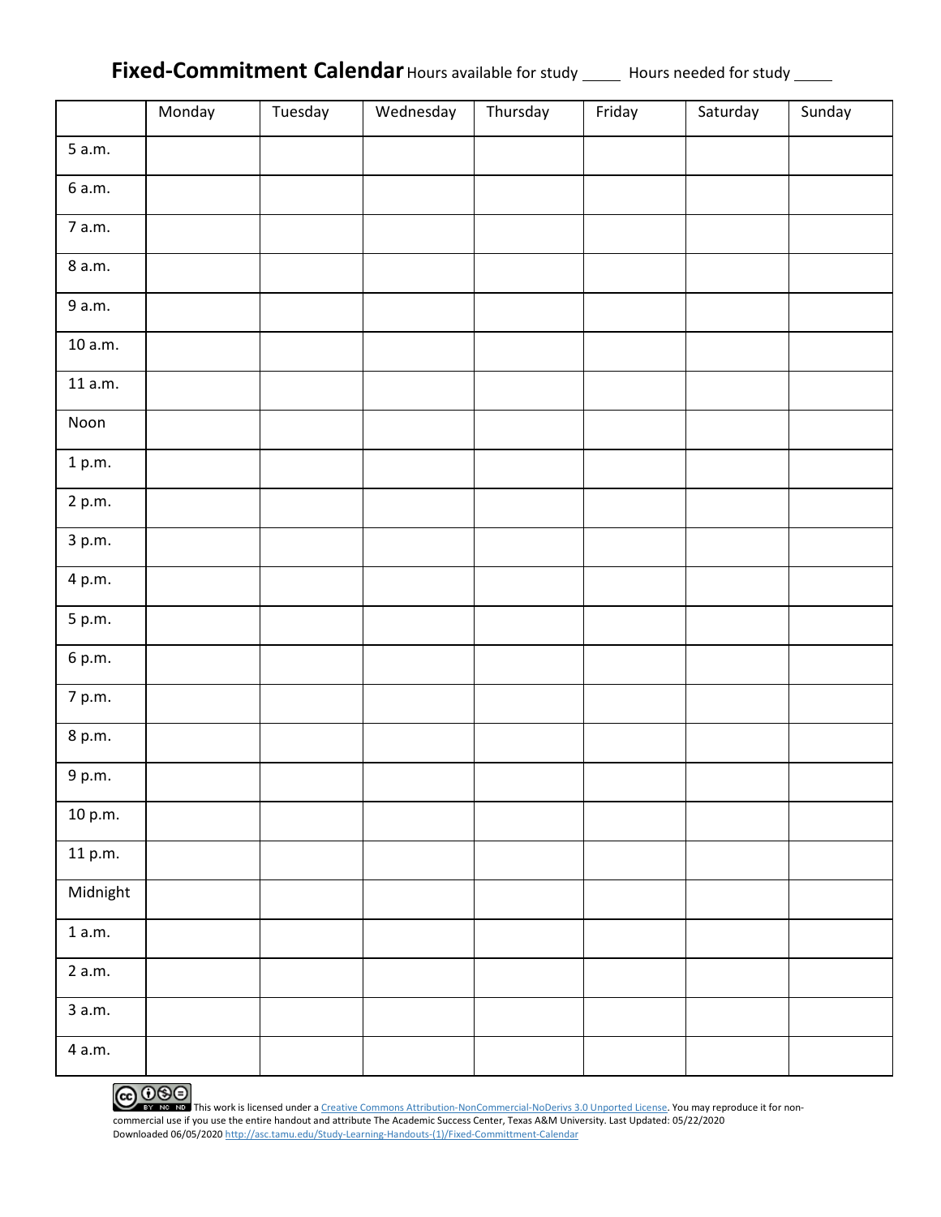# Fixed-Commitment Calendar

Hours available for study _____ Hours needed for study _____

| | Monday | Tuesday | Wednesday | Thursday | Friday | Saturday | Sunday |
|---|---|---|---|---|---|---|---|
| 5 a.m. | | | | | | | |
| 6 a.m. | | | | | | | |
| 7 a.m. | | | | | | | |
| 8 a.m. | | | | | | | |
| 9 a.m. | | | | | | | |
| 10 a.m. | | | | | | | |
| 11 a.m. | | | | | | | |
| Noon | | | | | | | |
| 1 p.m. | | | | | | | |
| 2 p.m. | | | | | | | |
| 3 p.m. | | | | | | | |
| 4 p.m. | | | | | | | |
| 5 p.m. | | | | | | | |
| 6 p.m. | | | | | | | |
| 7 p.m. | | | | | | | |
| 8 p.m. | | | | | | | |
| 9 p.m. | | | | | | | |
| 10 p.m. | | | | | | | |
| 11 p.m. | | | | | | | |
| Midnight | | | | | | | |
| 1 a.m. | | | | | | | |
| 2 a.m. | | | | | | | |
| 3 a.m. | | | | | | | |
| 4 a.m. | | | | | | | |

This work is licensed under a Creative Commons Attribution-NonCommercial-NoDerivs 3.0 Unported License. You may reproduce it for non-commercial use if you use the entire handout and attribute The Academic Success Center, Texas A&M University. Last Updated: 05/22/2020
Downloaded 06/05/2020 http://asc.tamu.edu/Study-Learning-Handouts-(1)/Fixed-Committment-Calendar